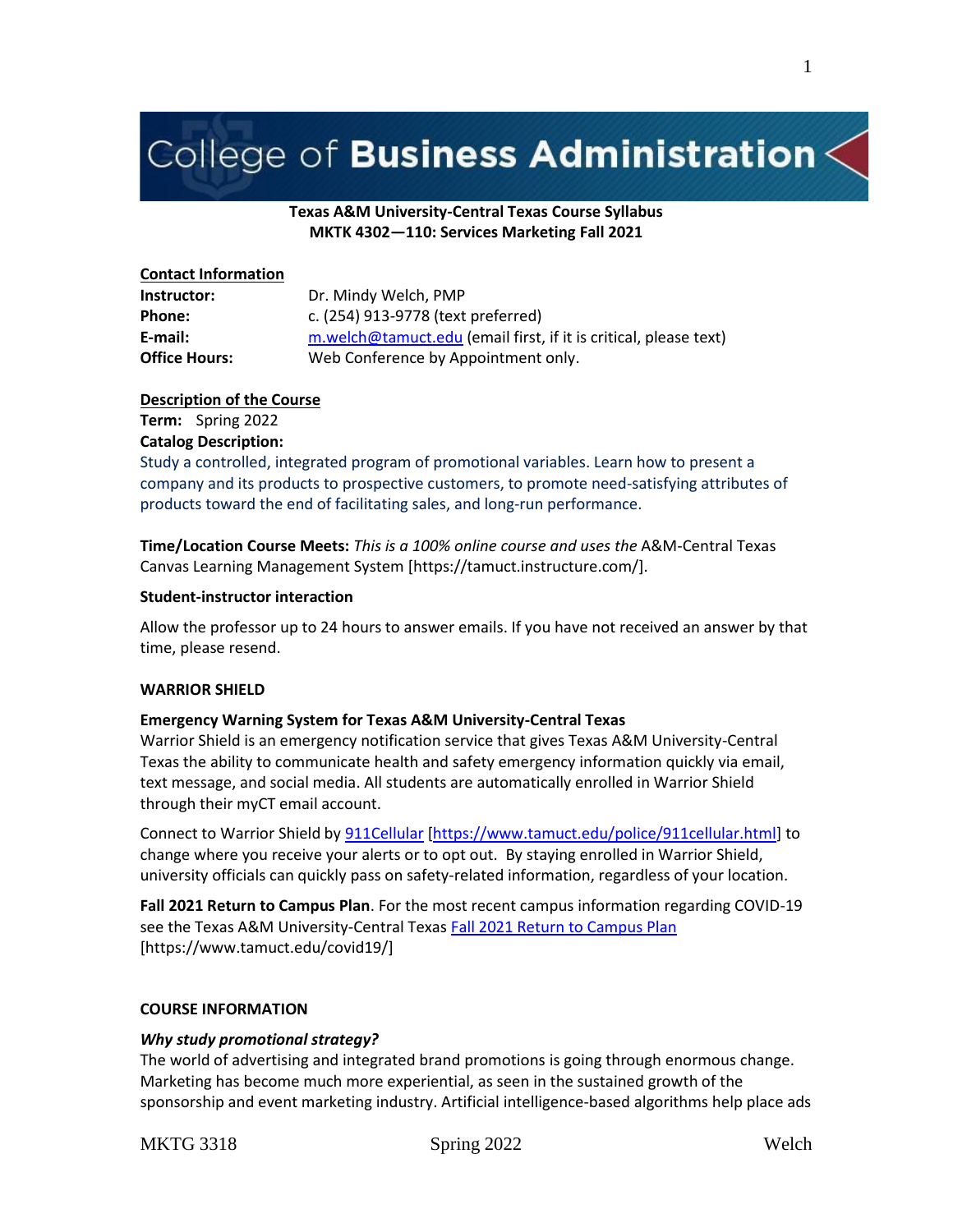# College of **Business Administration**

**Texas A&M University-Central Texas Course Syllabus**
**MKTK 4302—110: Services Marketing Fall 2021**

**Contact Information**

**Instructor:** Dr. Mindy Welch, PMP
**Phone:** c. (254) 913-9778 (text preferred)
**E-mail:** m.welch@tamuct.edu (email first, if it is critical, please text)
**Office Hours:** Web Conference by Appointment only.

**Description of the Course**

**Term:** Spring 2022

**Catalog Description:**

Study a controlled, integrated program of promotional variables. Learn how to present a company and its products to prospective customers, to promote need-satisfying attributes of products toward the end of facilitating sales, and long-run performance.

**Time/Location Course Meets:** *This is a 100% online course and uses the* A&M-Central Texas Canvas Learning Management System [https://tamuct.instructure.com/].

**Student-instructor interaction**

Allow the professor up to 24 hours to answer emails. If you have not received an answer by that time, please resend.

**WARRIOR SHIELD**

**Emergency Warning System for Texas A&M University-Central Texas**

Warrior Shield is an emergency notification service that gives Texas A&M University-Central Texas the ability to communicate health and safety emergency information quickly via email, text message, and social media. All students are automatically enrolled in Warrior Shield through their myCT email account.

Connect to Warrior Shield by 911Cellular [https://www.tamuct.edu/police/911cellular.html] to change where you receive your alerts or to opt out. By staying enrolled in Warrior Shield, university officials can quickly pass on safety-related information, regardless of your location.

**Fall 2021 Return to Campus Plan**. For the most recent campus information regarding COVID-19 see the Texas A&M University-Central Texas Fall 2021 Return to Campus Plan [https://www.tamuct.edu/covid19/]

**COURSE INFORMATION**

***Why study promotional strategy?***

The world of advertising and integrated brand promotions is going through enormous change. Marketing has become much more experiential, as seen in the sustained growth of the sponsorship and event marketing industry. Artificial intelligence-based algorithms help place ads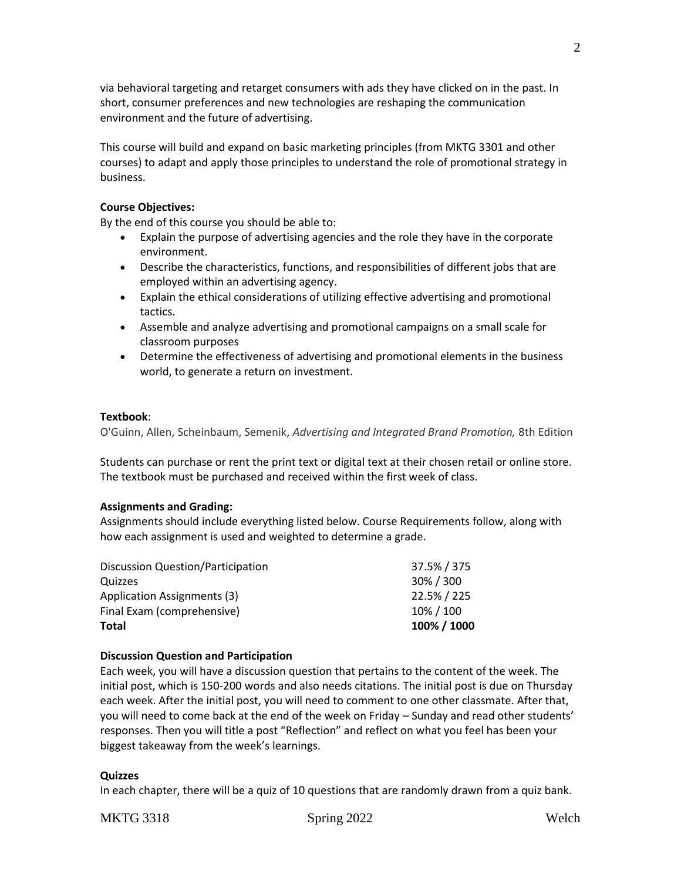via behavioral targeting and retarget consumers with ads they have clicked on in the past. In short, consumer preferences and new technologies are reshaping the communication environment and the future of advertising.

This course will build and expand on basic marketing principles (from MKTG 3301 and other courses) to adapt and apply those principles to understand the role of promotional strategy in business.

**Course Objectives:**

By the end of this course you should be able to:

- Explain the purpose of advertising agencies and the role they have in the corporate environment.
- Describe the characteristics, functions, and responsibilities of different jobs that are employed within an advertising agency.
- Explain the ethical considerations of utilizing effective advertising and promotional tactics.
- Assemble and analyze advertising and promotional campaigns on a small scale for classroom purposes
- Determine the effectiveness of advertising and promotional elements in the business world, to generate a return on investment.

**Textbook**:

O'Guinn, Allen, Scheinbaum, Semenik, *Advertising and Integrated Brand Promotion,* 8th Edition

Students can purchase or rent the print text or digital text at their chosen retail or online store. The textbook must be purchased and received within the first week of class.

**Assignments and Grading:**

Assignments should include everything listed below. Course Requirements follow, along with how each assignment is used and weighted to determine a grade.

| | |
|---|---|
| Discussion Question/Participation | 37.5% / 375 |
| Quizzes | 30% / 300 |
| Application Assignments (3) | 22.5% / 225 |
| Final Exam (comprehensive) | 10% / 100 |
| **Total** | **100% / 1000** |

**Discussion Question and Participation**

Each week, you will have a discussion question that pertains to the content of the week. The initial post, which is 150-200 words and also needs citations. The initial post is due on Thursday each week. After the initial post, you will need to comment to one other classmate. After that, you will need to come back at the end of the week on Friday – Sunday and read other students' responses. Then you will title a post "Reflection" and reflect on what you feel has been your biggest takeaway from the week's learnings.

**Quizzes**

In each chapter, there will be a quiz of 10 questions that are randomly drawn from a quiz bank.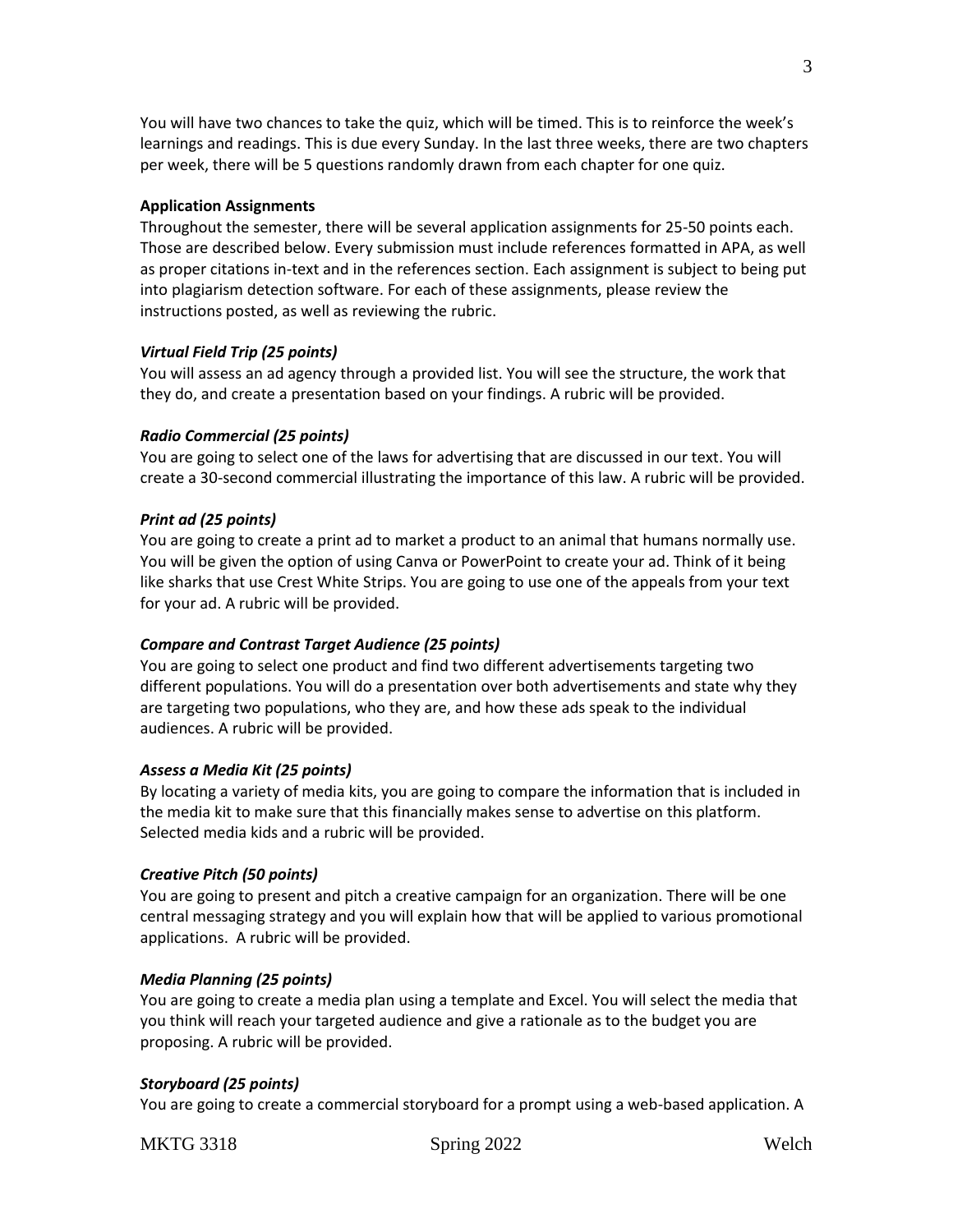You will have two chances to take the quiz, which will be timed. This is to reinforce the week's learnings and readings. This is due every Sunday. In the last three weeks, there are two chapters per week, there will be 5 questions randomly drawn from each chapter for one quiz.

**Application Assignments**

Throughout the semester, there will be several application assignments for 25-50 points each. Those are described below. Every submission must include references formatted in APA, as well as proper citations in-text and in the references section. Each assignment is subject to being put into plagiarism detection software. For each of these assignments, please review the instructions posted, as well as reviewing the rubric.

***Virtual Field Trip (25 points)***

You will assess an ad agency through a provided list. You will see the structure, the work that they do, and create a presentation based on your findings. A rubric will be provided.

***Radio Commercial (25 points)***

You are going to select one of the laws for advertising that are discussed in our text. You will create a 30-second commercial illustrating the importance of this law. A rubric will be provided.

***Print ad (25 points)***

You are going to create a print ad to market a product to an animal that humans normally use. You will be given the option of using Canva or PowerPoint to create your ad. Think of it being like sharks that use Crest White Strips. You are going to use one of the appeals from your text for your ad. A rubric will be provided.

***Compare and Contrast Target Audience (25 points)***

You are going to select one product and find two different advertisements targeting two different populations. You will do a presentation over both advertisements and state why they are targeting two populations, who they are, and how these ads speak to the individual audiences. A rubric will be provided.

***Assess a Media Kit (25 points)***

By locating a variety of media kits, you are going to compare the information that is included in the media kit to make sure that this financially makes sense to advertise on this platform. Selected media kids and a rubric will be provided.

***Creative Pitch (50 points)***

You are going to present and pitch a creative campaign for an organization. There will be one central messaging strategy and you will explain how that will be applied to various promotional applications. A rubric will be provided.

***Media Planning (25 points)***

You are going to create a media plan using a template and Excel. You will select the media that you think will reach your targeted audience and give a rationale as to the budget you are proposing. A rubric will be provided.

***Storyboard (25 points)***

You are going to create a commercial storyboard for a prompt using a web-based application. A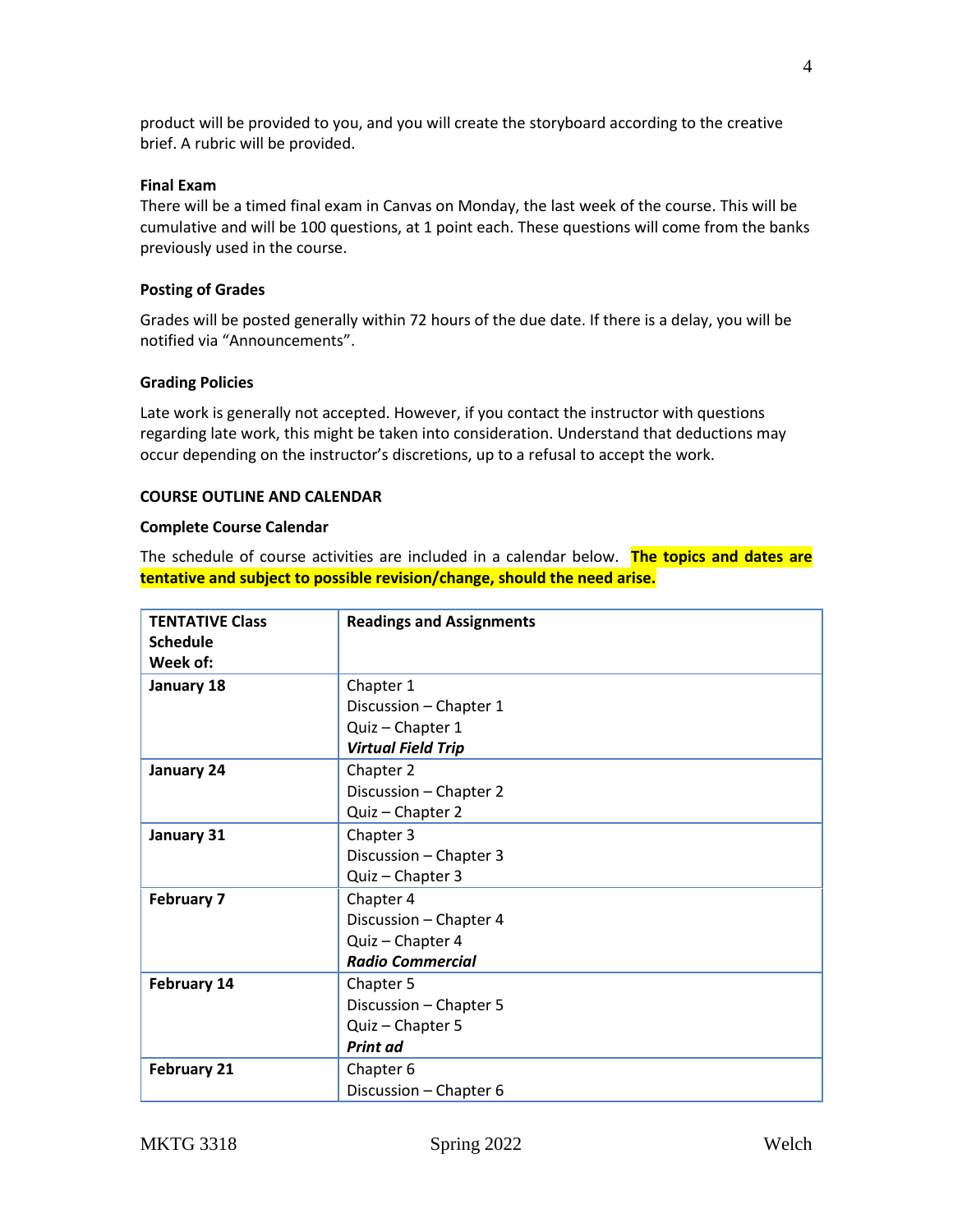product will be provided to you, and you will create the storyboard according to the creative brief. A rubric will be provided.

**Final Exam**

There will be a timed final exam in Canvas on Monday, the last week of the course. This will be cumulative and will be 100 questions, at 1 point each. These questions will come from the banks previously used in the course.

**Posting of Grades**

Grades will be posted generally within 72 hours of the due date. If there is a delay, you will be notified via "Announcements".

**Grading Policies**

Late work is generally not accepted. However, if you contact the instructor with questions regarding late work, this might be taken into consideration. Understand that deductions may occur depending on the instructor's discretions, up to a refusal to accept the work.

**COURSE OUTLINE AND CALENDAR**

**Complete Course Calendar**

The schedule of course activities are included in a calendar below. **The topics and dates are tentative and subject to possible revision/change, should the need arise.**

| **TENTATIVE Class Schedule Week of:** | **Readings and Assignments** |
|---|---|
| **January 18** | Chapter 1<br>Discussion – Chapter 1<br>Quiz – Chapter 1<br>***Virtual Field Trip*** |
| **January 24** | Chapter 2<br>Discussion – Chapter 2<br>Quiz – Chapter 2 |
| **January 31** | Chapter 3<br>Discussion – Chapter 3<br>Quiz – Chapter 3 |
| **February 7** | Chapter 4<br>Discussion – Chapter 4<br>Quiz – Chapter 4<br>***Radio Commercial*** |
| **February 14** | Chapter 5<br>Discussion – Chapter 5<br>Quiz – Chapter 5<br>***Print ad*** |
| **February 21** | Chapter 6<br>Discussion – Chapter 6 |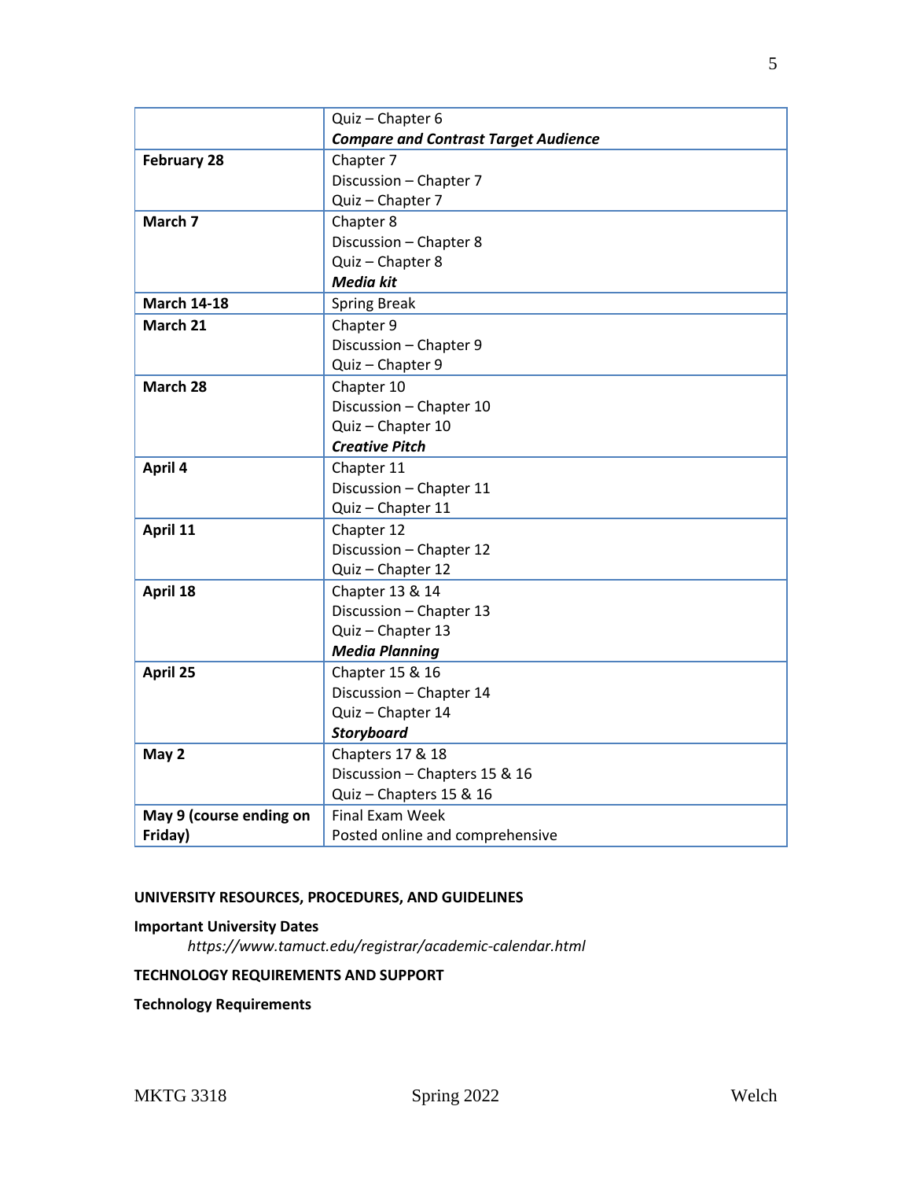| | |
|---|---|
| | Quiz – Chapter 6<br>***Compare and Contrast Target Audience*** |
| **February 28** | Chapter 7<br>Discussion – Chapter 7<br>Quiz – Chapter 7 |
| **March 7** | Chapter 8<br>Discussion – Chapter 8<br>Quiz – Chapter 8<br>***Media kit*** |
| **March 14-18** | Spring Break |
| **March 21** | Chapter 9<br>Discussion – Chapter 9<br>Quiz – Chapter 9 |
| **March 28** | Chapter 10<br>Discussion – Chapter 10<br>Quiz – Chapter 10<br>***Creative Pitch*** |
| **April 4** | Chapter 11<br>Discussion – Chapter 11<br>Quiz – Chapter 11 |
| **April 11** | Chapter 12<br>Discussion – Chapter 12<br>Quiz – Chapter 12 |
| **April 18** | Chapter 13 & 14<br>Discussion – Chapter 13<br>Quiz – Chapter 13<br>***Media Planning*** |
| **April 25** | Chapter 15 & 16<br>Discussion – Chapter 14<br>Quiz – Chapter 14<br>***Storyboard*** |
| **May 2** | Chapters 17 & 18<br>Discussion – Chapters 15 & 16<br>Quiz – Chapters 15 & 16 |
| **May 9 (course ending on Friday)** | Final Exam Week<br>Posted online and comprehensive |

**UNIVERSITY RESOURCES, PROCEDURES, AND GUIDELINES**

**Important University Dates**

*https://www.tamuct.edu/registrar/academic-calendar.html*

**TECHNOLOGY REQUIREMENTS AND SUPPORT**

**Technology Requirements**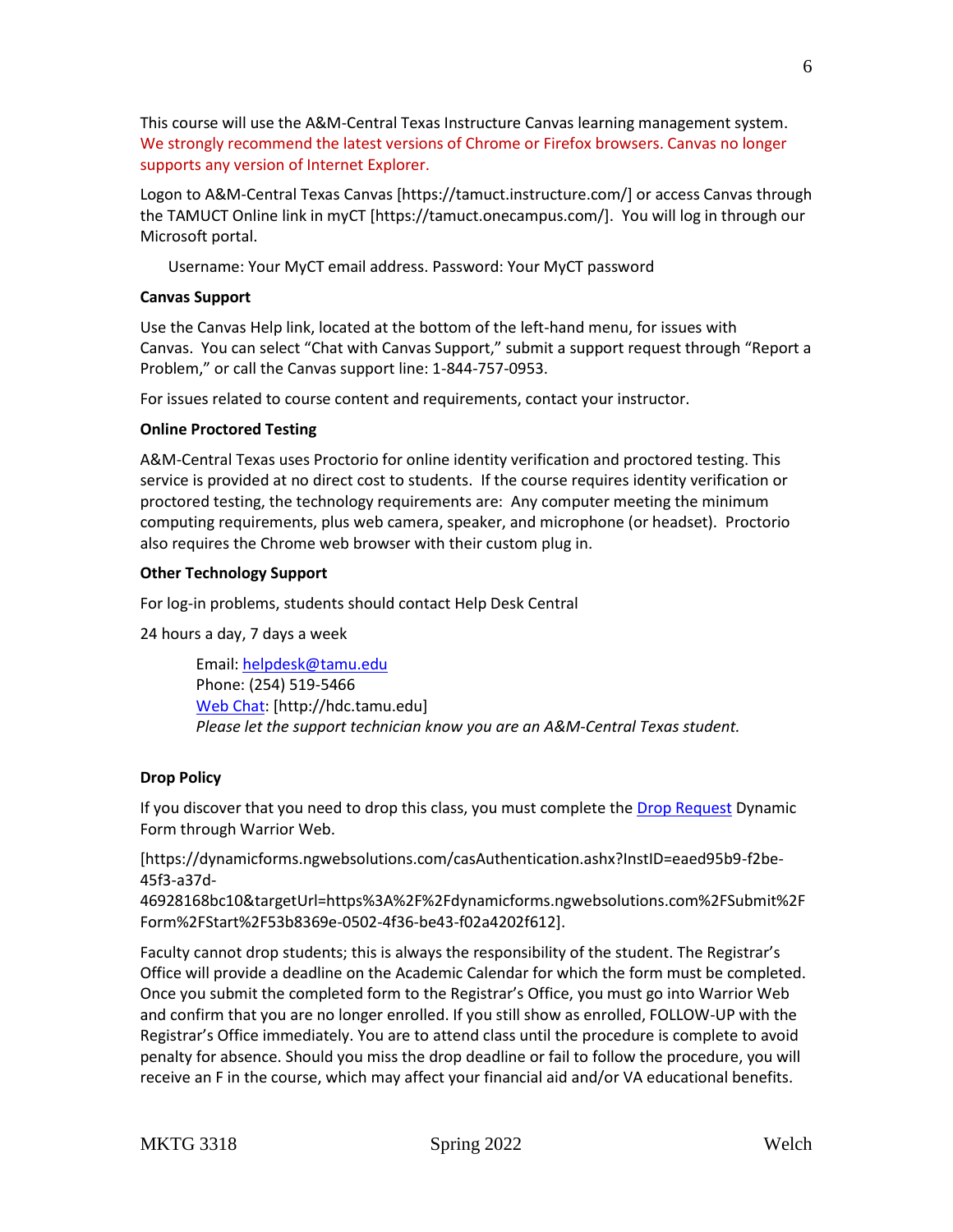This course will use the A&M-Central Texas Instructure Canvas learning management system. We strongly recommend the latest versions of Chrome or Firefox browsers. Canvas no longer supports any version of Internet Explorer.

Logon to A&M-Central Texas Canvas [https://tamuct.instructure.com/] or access Canvas through the TAMUCT Online link in myCT [https://tamuct.onecampus.com/]. You will log in through our Microsoft portal.

Username: Your MyCT email address. Password: Your MyCT password

**Canvas Support**

Use the Canvas Help link, located at the bottom of the left-hand menu, for issues with Canvas. You can select "Chat with Canvas Support," submit a support request through "Report a Problem," or call the Canvas support line: 1-844-757-0953.

For issues related to course content and requirements, contact your instructor.

**Online Proctored Testing**

A&M-Central Texas uses Proctorio for online identity verification and proctored testing. This service is provided at no direct cost to students. If the course requires identity verification or proctored testing, the technology requirements are: Any computer meeting the minimum computing requirements, plus web camera, speaker, and microphone (or headset). Proctorio also requires the Chrome web browser with their custom plug in.

**Other Technology Support**

For log-in problems, students should contact Help Desk Central

24 hours a day, 7 days a week

Email: helpdesk@tamu.edu
Phone: (254) 519-5466
Web Chat: [http://hdc.tamu.edu]
*Please let the support technician know you are an A&M-Central Texas student.*

**Drop Policy**

If you discover that you need to drop this class, you must complete the Drop Request Dynamic Form through Warrior Web.

[https://dynamicforms.ngwebsolutions.com/casAuthentication.ashx?InstID=eaed95b9-f2be-45f3-a37d-46928168bc10&targetUrl=https%3A%2F%2Fdynamicforms.ngwebsolutions.com%2FSubmit%2FForm%2FStart%2F53b8369e-0502-4f36-be43-f02a4202f612].

Faculty cannot drop students; this is always the responsibility of the student. The Registrar's Office will provide a deadline on the Academic Calendar for which the form must be completed. Once you submit the completed form to the Registrar's Office, you must go into Warrior Web and confirm that you are no longer enrolled. If you still show as enrolled, FOLLOW-UP with the Registrar's Office immediately. You are to attend class until the procedure is complete to avoid penalty for absence. Should you miss the drop deadline or fail to follow the procedure, you will receive an F in the course, which may affect your financial aid and/or VA educational benefits.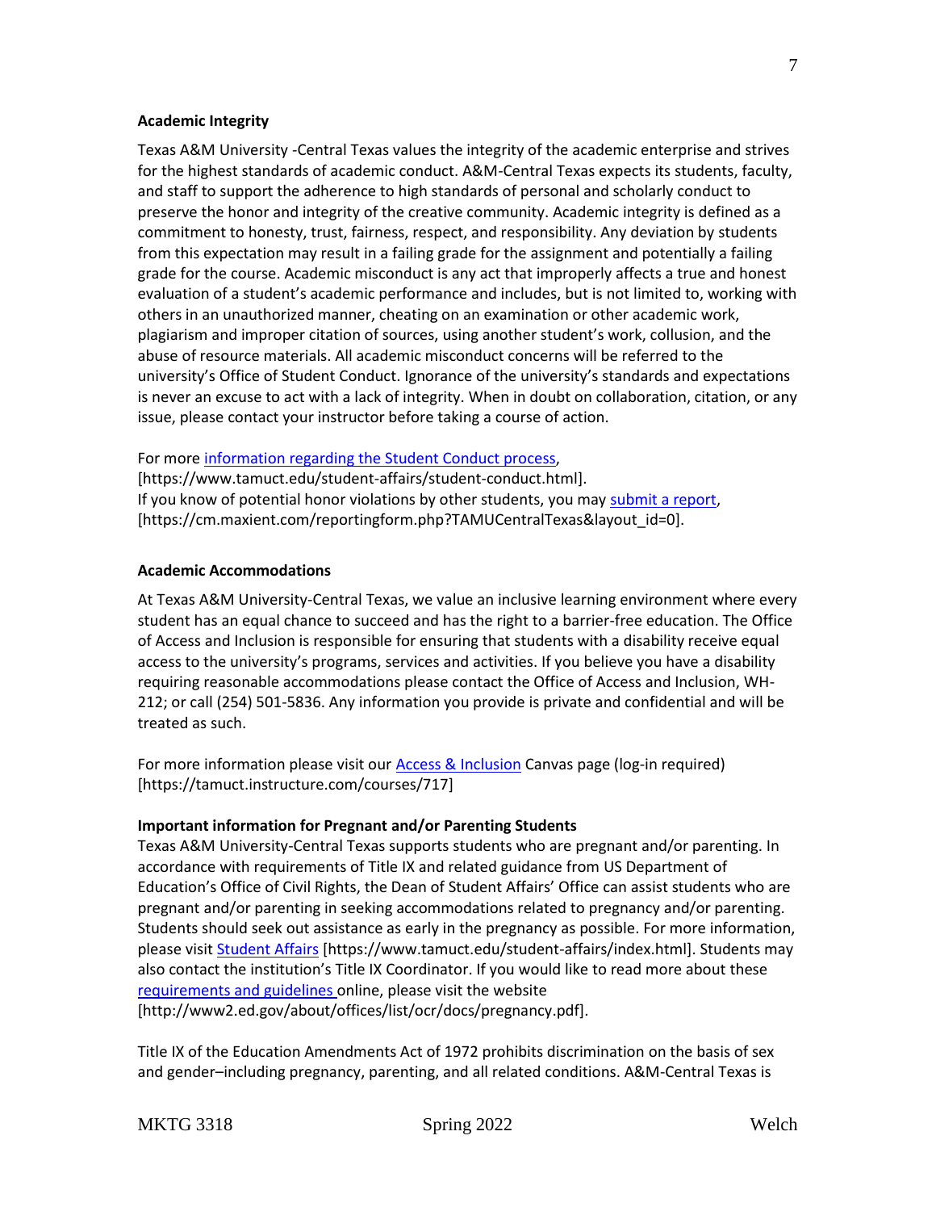**Academic Integrity**

Texas A&M University -Central Texas values the integrity of the academic enterprise and strives for the highest standards of academic conduct. A&M-Central Texas expects its students, faculty, and staff to support the adherence to high standards of personal and scholarly conduct to preserve the honor and integrity of the creative community. Academic integrity is defined as a commitment to honesty, trust, fairness, respect, and responsibility. Any deviation by students from this expectation may result in a failing grade for the assignment and potentially a failing grade for the course. Academic misconduct is any act that improperly affects a true and honest evaluation of a student's academic performance and includes, but is not limited to, working with others in an unauthorized manner, cheating on an examination or other academic work, plagiarism and improper citation of sources, using another student's work, collusion, and the abuse of resource materials. All academic misconduct concerns will be referred to the university's Office of Student Conduct. Ignorance of the university's standards and expectations is never an excuse to act with a lack of integrity. When in doubt on collaboration, citation, or any issue, please contact your instructor before taking a course of action.

For more information regarding the Student Conduct process,
[https://www.tamuct.edu/student-affairs/student-conduct.html].
If you know of potential honor violations by other students, you may submit a report,
[https://cm.maxient.com/reportingform.php?TAMUCentralTexas&layout_id=0].

**Academic Accommodations**

At Texas A&M University-Central Texas, we value an inclusive learning environment where every student has an equal chance to succeed and has the right to a barrier-free education. The Office of Access and Inclusion is responsible for ensuring that students with a disability receive equal access to the university's programs, services and activities. If you believe you have a disability requiring reasonable accommodations please contact the Office of Access and Inclusion, WH-212; or call (254) 501-5836. Any information you provide is private and confidential and will be treated as such.

For more information please visit our Access & Inclusion Canvas page (log-in required)
[https://tamuct.instructure.com/courses/717]

**Important information for Pregnant and/or Parenting Students**

Texas A&M University-Central Texas supports students who are pregnant and/or parenting. In accordance with requirements of Title IX and related guidance from US Department of Education's Office of Civil Rights, the Dean of Student Affairs' Office can assist students who are pregnant and/or parenting in seeking accommodations related to pregnancy and/or parenting. Students should seek out assistance as early in the pregnancy as possible. For more information, please visit Student Affairs [https://www.tamuct.edu/student-affairs/index.html]. Students may also contact the institution's Title IX Coordinator. If you would like to read more about these requirements and guidelines online, please visit the website
[http://www2.ed.gov/about/offices/list/ocr/docs/pregnancy.pdf].

Title IX of the Education Amendments Act of 1972 prohibits discrimination on the basis of sex and gender–including pregnancy, parenting, and all related conditions. A&M-Central Texas is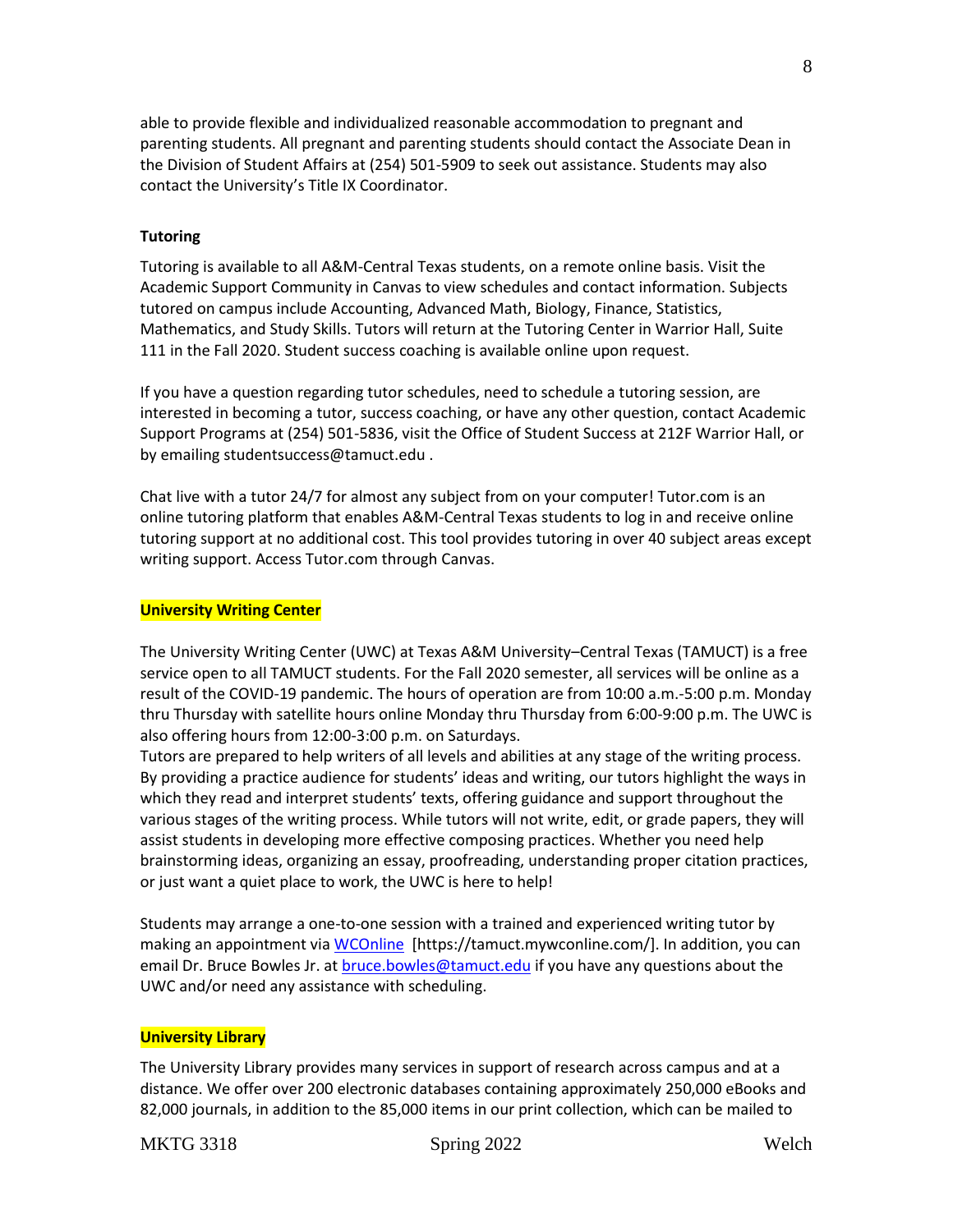able to provide flexible and individualized reasonable accommodation to pregnant and parenting students. All pregnant and parenting students should contact the Associate Dean in the Division of Student Affairs at (254) 501-5909 to seek out assistance. Students may also contact the University's Title IX Coordinator.

**Tutoring**

Tutoring is available to all A&M-Central Texas students, on a remote online basis. Visit the Academic Support Community in Canvas to view schedules and contact information. Subjects tutored on campus include Accounting, Advanced Math, Biology, Finance, Statistics, Mathematics, and Study Skills. Tutors will return at the Tutoring Center in Warrior Hall, Suite 111 in the Fall 2020. Student success coaching is available online upon request.

If you have a question regarding tutor schedules, need to schedule a tutoring session, are interested in becoming a tutor, success coaching, or have any other question, contact Academic Support Programs at (254) 501-5836, visit the Office of Student Success at 212F Warrior Hall, or by emailing studentsuccess@tamuct.edu .

Chat live with a tutor 24/7 for almost any subject from on your computer! Tutor.com is an online tutoring platform that enables A&M-Central Texas students to log in and receive online tutoring support at no additional cost. This tool provides tutoring in over 40 subject areas except writing support. Access Tutor.com through Canvas.

**University Writing Center**

The University Writing Center (UWC) at Texas A&M University–Central Texas (TAMUCT) is a free service open to all TAMUCT students. For the Fall 2020 semester, all services will be online as a result of the COVID-19 pandemic. The hours of operation are from 10:00 a.m.-5:00 p.m. Monday thru Thursday with satellite hours online Monday thru Thursday from 6:00-9:00 p.m. The UWC is also offering hours from 12:00-3:00 p.m. on Saturdays.
Tutors are prepared to help writers of all levels and abilities at any stage of the writing process. By providing a practice audience for students' ideas and writing, our tutors highlight the ways in which they read and interpret students' texts, offering guidance and support throughout the various stages of the writing process. While tutors will not write, edit, or grade papers, they will assist students in developing more effective composing practices. Whether you need help brainstorming ideas, organizing an essay, proofreading, understanding proper citation practices, or just want a quiet place to work, the UWC is here to help!

Students may arrange a one-to-one session with a trained and experienced writing tutor by making an appointment via WCOnline [https://tamuct.mywconline.com/]. In addition, you can email Dr. Bruce Bowles Jr. at bruce.bowles@tamuct.edu if you have any questions about the UWC and/or need any assistance with scheduling.

**University Library**

The University Library provides many services in support of research across campus and at a distance. We offer over 200 electronic databases containing approximately 250,000 eBooks and 82,000 journals, in addition to the 85,000 items in our print collection, which can be mailed to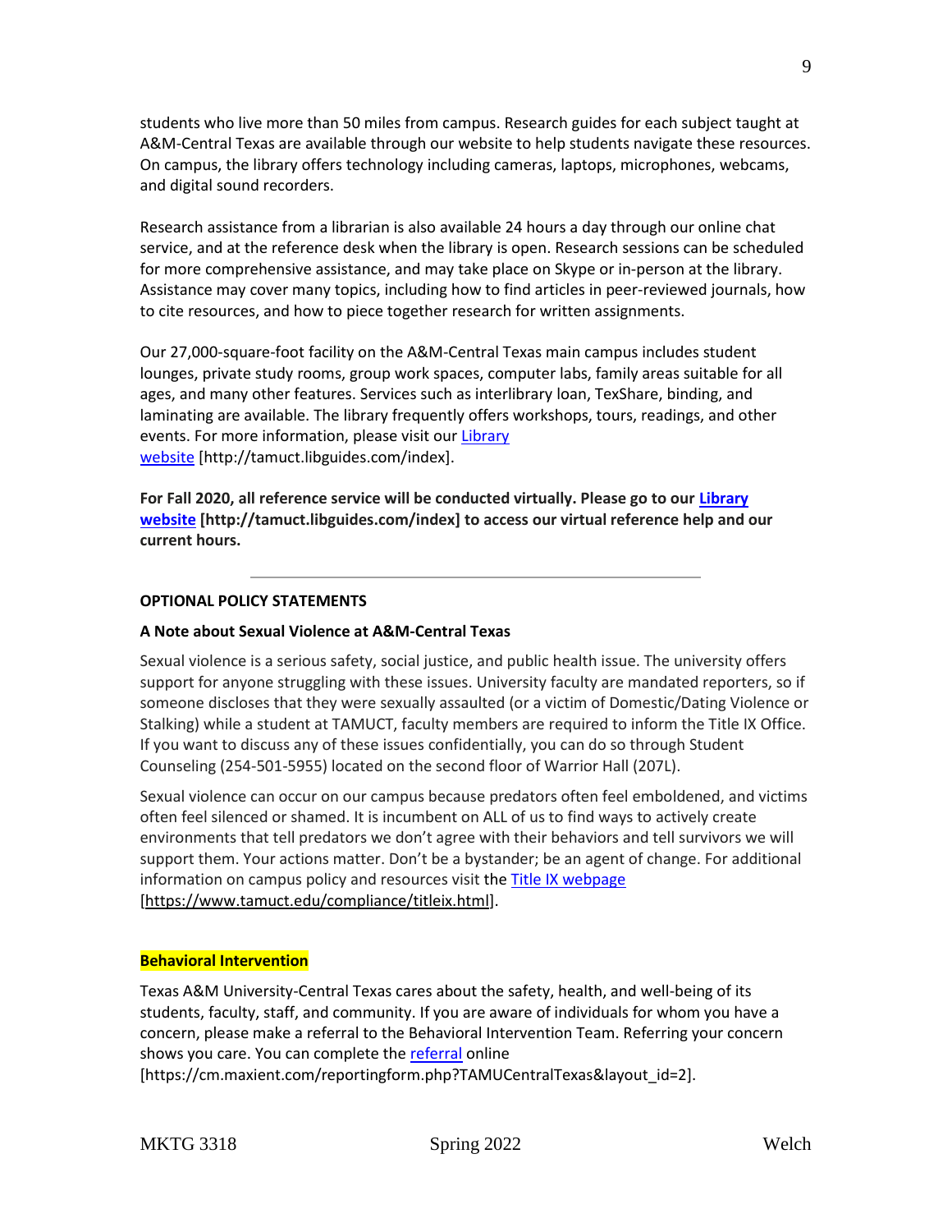students who live more than 50 miles from campus. Research guides for each subject taught at A&M-Central Texas are available through our website to help students navigate these resources. On campus, the library offers technology including cameras, laptops, microphones, webcams, and digital sound recorders.

Research assistance from a librarian is also available 24 hours a day through our online chat service, and at the reference desk when the library is open. Research sessions can be scheduled for more comprehensive assistance, and may take place on Skype or in-person at the library. Assistance may cover many topics, including how to find articles in peer-reviewed journals, how to cite resources, and how to piece together research for written assignments.

Our 27,000-square-foot facility on the A&M-Central Texas main campus includes student lounges, private study rooms, group work spaces, computer labs, family areas suitable for all ages, and many other features. Services such as interlibrary loan, TexShare, binding, and laminating are available. The library frequently offers workshops, tours, readings, and other events. For more information, please visit our Library website [http://tamuct.libguides.com/index].

**For Fall 2020, all reference service will be conducted virtually. Please go to our Library website [http://tamuct.libguides.com/index] to access our virtual reference help and our current hours.**

---

**OPTIONAL POLICY STATEMENTS**

**A Note about Sexual Violence at A&M-Central Texas**

Sexual violence is a serious safety, social justice, and public health issue. The university offers support for anyone struggling with these issues. University faculty are mandated reporters, so if someone discloses that they were sexually assaulted (or a victim of Domestic/Dating Violence or Stalking) while a student at TAMUCT, faculty members are required to inform the Title IX Office. If you want to discuss any of these issues confidentially, you can do so through Student Counseling (254-501-5955) located on the second floor of Warrior Hall (207L).

Sexual violence can occur on our campus because predators often feel emboldened, and victims often feel silenced or shamed. It is incumbent on ALL of us to find ways to actively create environments that tell predators we don't agree with their behaviors and tell survivors we will support them. Your actions matter. Don't be a bystander; be an agent of change. For additional information on campus policy and resources visit the Title IX webpage [https://www.tamuct.edu/compliance/titleix.html].

**Behavioral Intervention**

Texas A&M University-Central Texas cares about the safety, health, and well-being of its students, faculty, staff, and community. If you are aware of individuals for whom you have a concern, please make a referral to the Behavioral Intervention Team. Referring your concern shows you care. You can complete the referral online [https://cm.maxient.com/reportingform.php?TAMUCentralTexas&layout_id=2].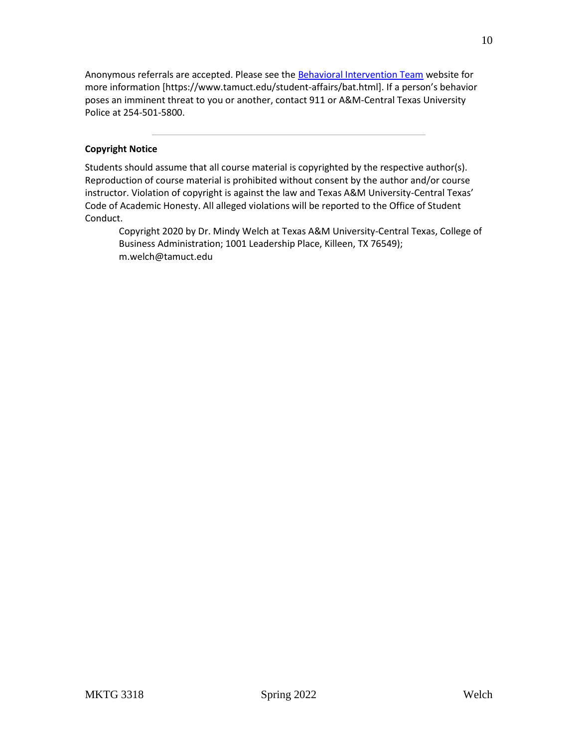Anonymous referrals are accepted. Please see the [Behavioral Intervention Team](https://www.tamuct.edu/student-affairs/bat.html) website for more information [https://www.tamuct.edu/student-affairs/bat.html]. If a person's behavior poses an imminent threat to you or another, contact 911 or A&M-Central Texas University Police at 254-501-5800.

---

**Copyright Notice**

Students should assume that all course material is copyrighted by the respective author(s). Reproduction of course material is prohibited without consent by the author and/or course instructor. Violation of copyright is against the law and Texas A&M University-Central Texas' Code of Academic Honesty. All alleged violations will be reported to the Office of Student Conduct.

> Copyright 2020 by Dr. Mindy Welch at Texas A&M University-Central Texas, College of Business Administration; 1001 Leadership Place, Killeen, TX 76549); m.welch@tamuct.edu